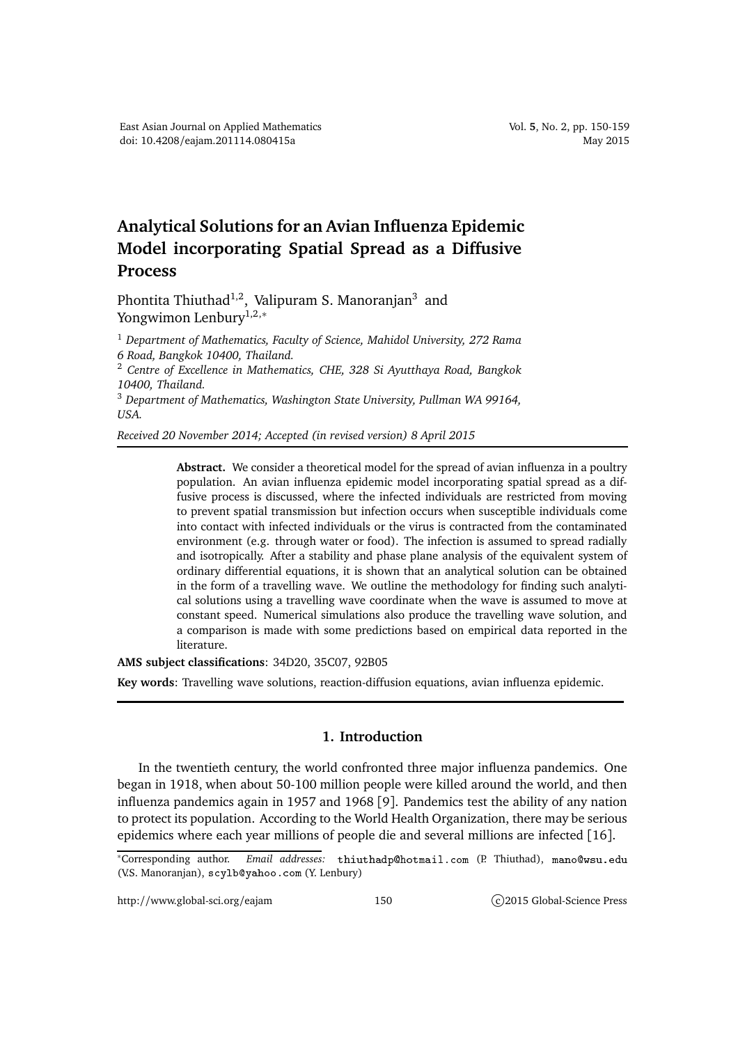# Analytical Solutions for an Avian Influenza Epidemic Model incorporating Spatial Spread as a Diffusive Process

Phontita Thiuthad[1,2], Valipuram S. Manoranjan[3] and Yongwimon Lenbury[1,2,*]

[1] *Department of Mathematics, Faculty of Science, Mahidol University, 272 Rama 6 Road, Bangkok 10400, Thailand.*

[2] *Centre of Excellence in Mathematics, CHE, 328 Si Ayutthaya Road, Bangkok 10400, Thailand.*

[3] *Department of Mathematics, Washington State University, Pullman WA 99164, USA.*

*Received 20 November 2014; Accepted (in revised version) 8 April 2015*

---

**Abstract.** We consider a theoretical model for the spread of avian influenza in a poultry population. An avian influenza epidemic model incorporating spatial spread as a diffusive process is discussed, where the infected individuals are restricted from moving to prevent spatial transmission but infection occurs when susceptible individuals come into contact with infected individuals or the virus is contracted from the contaminated environment (e.g. through water or food). The infection is assumed to spread radially and isotropically. After a stability and phase plane analysis of the equivalent system of ordinary differential equations, it is shown that an analytical solution can be obtained in the form of a travelling wave. We outline the methodology for finding such analytical solutions using a travelling wave coordinate when the wave is assumed to move at constant speed. Numerical simulations also produce the travelling wave solution, and a comparison is made with some predictions based on empirical data reported in the literature.

**AMS subject classifications**: 34D20, 35C07, 92B05

**Key words**: Travelling wave solutions, reaction-diffusion equations, avian influenza epidemic.

---

## 1. Introduction

In the twentieth century, the world confronted three major influenza pandemics. One began in 1918, when about 50-100 million people were killed around the world, and then influenza pandemics again in 1957 and 1968 [9]. Pandemics test the ability of any nation to protect its population. According to the World Health Organization, there may be serious epidemics where each year millions of people die and several millions are infected [16].

---

*Corresponding author. *Email addresses:* thiuthadp@hotmail.com (P. Thiuthad), mano@wsu.edu (V.S. Manoranjan), scylb@yahoo.com (Y. Lenbury)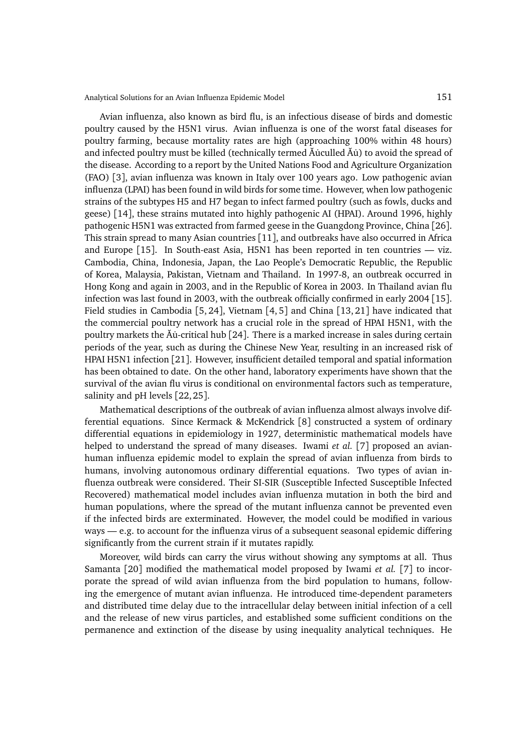Avian influenza, also known as bird flu, is an infectious disease of birds and domestic poultry caused by the H5N1 virus. Avian influenza is one of the worst fatal diseases for poultry farming, because mortality rates are high (approaching 100% within 48 hours) and infected poultry must be killed (technically termed Ăúculled Ăù) to avoid the spread of the disease. According to a report by the United Nations Food and Agriculture Organization (FAO) [3], avian influenza was known in Italy over 100 years ago. Low pathogenic avian influenza (LPAI) has been found in wild birds for some time. However, when low pathogenic strains of the subtypes H5 and H7 began to infect farmed poultry (such as fowls, ducks and geese) [14], these strains mutated into highly pathogenic AI (HPAI). Around 1996, highly pathogenic H5N1 was extracted from farmed geese in the Guangdong Province, China [26]. This strain spread to many Asian countries [11], and outbreaks have also occurred in Africa and Europe [15]. In South-east Asia, H5N1 has been reported in ten countries — viz. Cambodia, China, Indonesia, Japan, the Lao People's Democratic Republic, the Republic of Korea, Malaysia, Pakistan, Vietnam and Thailand. In 1997-8, an outbreak occurred in Hong Kong and again in 2003, and in the Republic of Korea in 2003. In Thailand avian flu infection was last found in 2003, with the outbreak officially confirmed in early 2004 [15]. Field studies in Cambodia [5, 24], Vietnam [4, 5] and China [13, 21] have indicated that the commercial poultry network has a crucial role in the spread of HPAI H5N1, with the poultry markets the Ăù-critical hub [24]. There is a marked increase in sales during certain periods of the year, such as during the Chinese New Year, resulting in an increased risk of HPAI H5N1 infection [21]. However, insufficient detailed temporal and spatial information has been obtained to date. On the other hand, laboratory experiments have shown that the survival of the avian flu virus is conditional on environmental factors such as temperature, salinity and pH levels [22, 25].

Mathematical descriptions of the outbreak of avian influenza almost always involve differential equations. Since Kermack & McKendrick [8] constructed a system of ordinary differential equations in epidemiology in 1927, deterministic mathematical models have helped to understand the spread of many diseases. Iwami *et al.* [7] proposed an avian-human influenza epidemic model to explain the spread of avian influenza from birds to humans, involving autonomous ordinary differential equations. Two types of avian influenza outbreak were considered. Their SI-SIR (Susceptible Infected Susceptible Infected Recovered) mathematical model includes avian influenza mutation in both the bird and human populations, where the spread of the mutant influenza cannot be prevented even if the infected birds are exterminated. However, the model could be modified in various ways — e.g. to account for the influenza virus of a subsequent seasonal epidemic differing significantly from the current strain if it mutates rapidly.

Moreover, wild birds can carry the virus without showing any symptoms at all. Thus Samanta [20] modified the mathematical model proposed by Iwami *et al.* [7] to incorporate the spread of wild avian influenza from the bird population to humans, following the emergence of mutant avian influenza. He introduced time-dependent parameters and distributed time delay due to the intracellular delay between initial infection of a cell and the release of new virus particles, and established some sufficient conditions on the permanence and extinction of the disease by using inequality analytical techniques. He